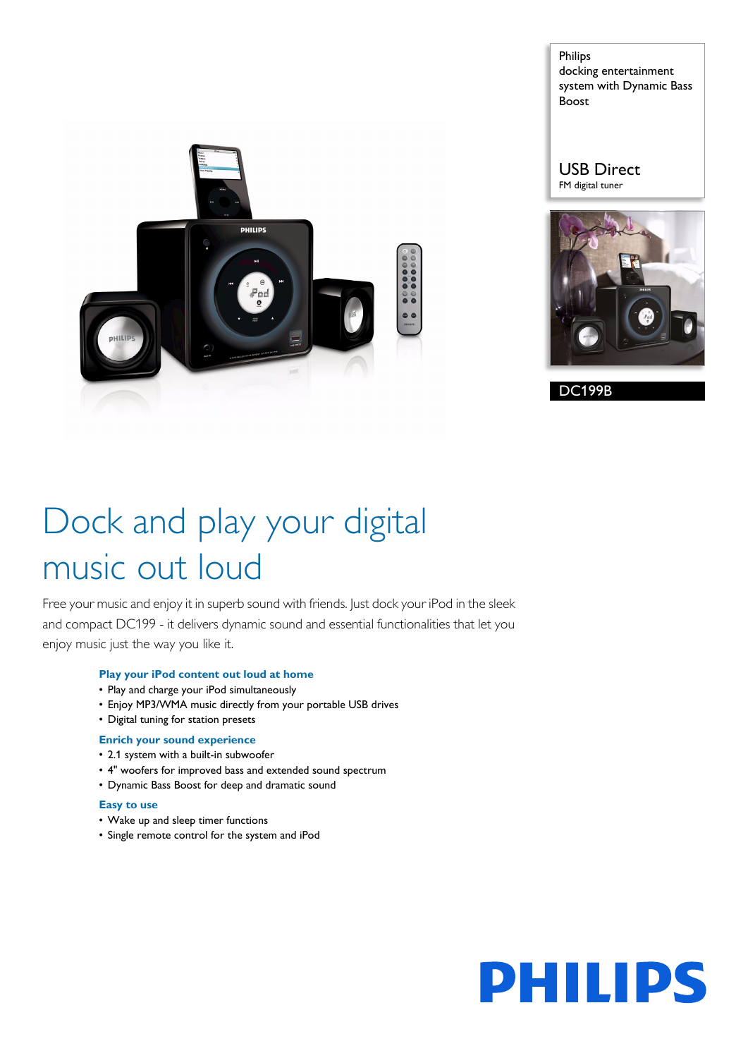Philips
docking entertainment system with Dynamic Bass Boost

USB Direct
FM digital tuner

DC199B

# Dock and play your digital music out loud

Free your music and enjoy it in superb sound with friends. Just dock your iPod in the sleek and compact DC199 - it delivers dynamic sound and essential functionalities that let you enjoy music just the way you like it.

### Play your iPod content out loud at home

- Play and charge your iPod simultaneously
- Enjoy MP3/WMA music directly from your portable USB drives
- Digital tuning for station presets

### Enrich your sound experience

- 2.1 system with a built-in subwoofer
- 4" woofers for improved bass and extended sound spectrum
- Dynamic Bass Boost for deep and dramatic sound

### Easy to use

- Wake up and sleep timer functions
- Single remote control for the system and iPod

PHILIPS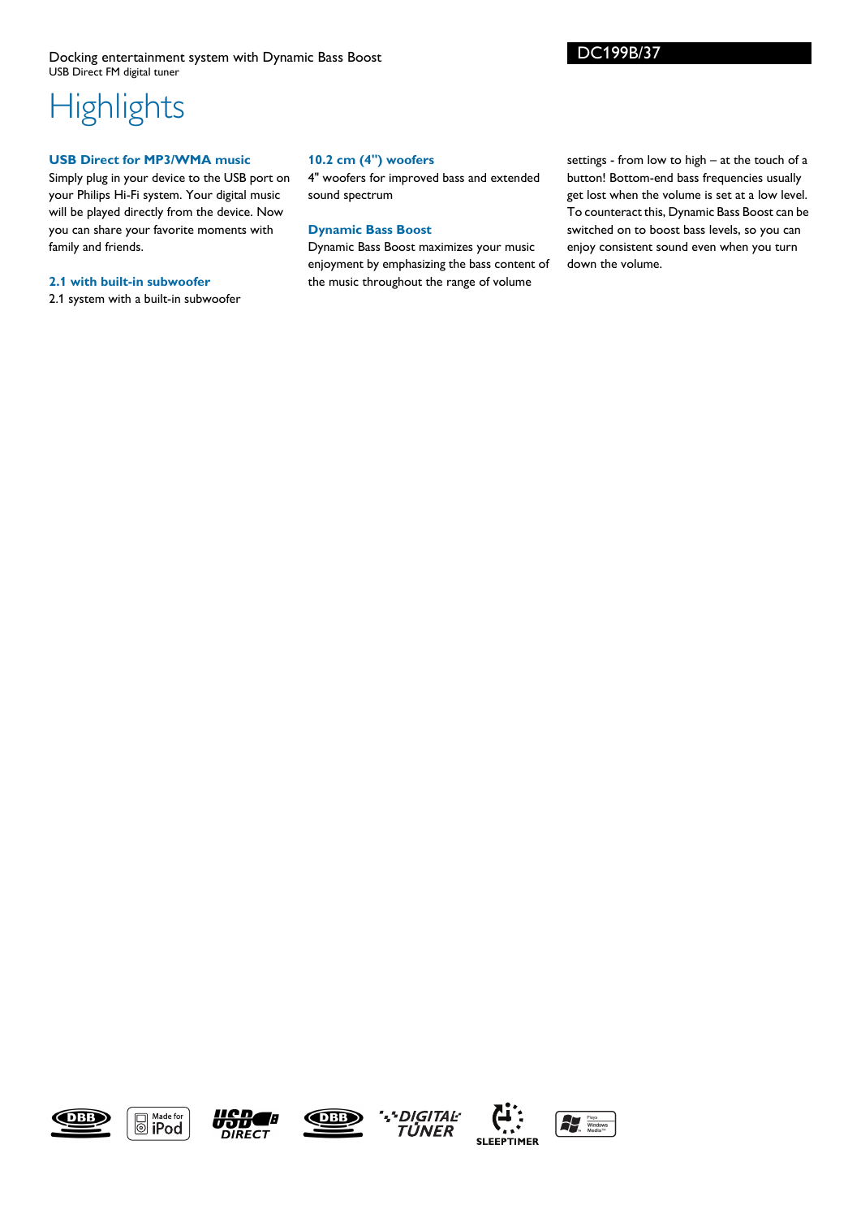Docking entertainment system with Dynamic Bass Boost
USB Direct FM digital tuner

DC199B/37

# Highlights

### USB Direct for MP3/WMA music

Simply plug in your device to the USB port on your Philips Hi-Fi system. Your digital music will be played directly from the device. Now you can share your favorite moments with family and friends.

### 2.1 with built-in subwoofer

2.1 system with a built-in subwoofer

### 10.2 cm (4") woofers

4" woofers for improved bass and extended sound spectrum

### Dynamic Bass Boost

Dynamic Bass Boost maximizes your music enjoyment by emphasizing the bass content of the music throughout the range of volume settings - from low to high – at the touch of a button! Bottom-end bass frequencies usually get lost when the volume is set at a low level. To counteract this, Dynamic Bass Boost can be switched on to boost bass levels, so you can enjoy consistent sound even when you turn down the volume.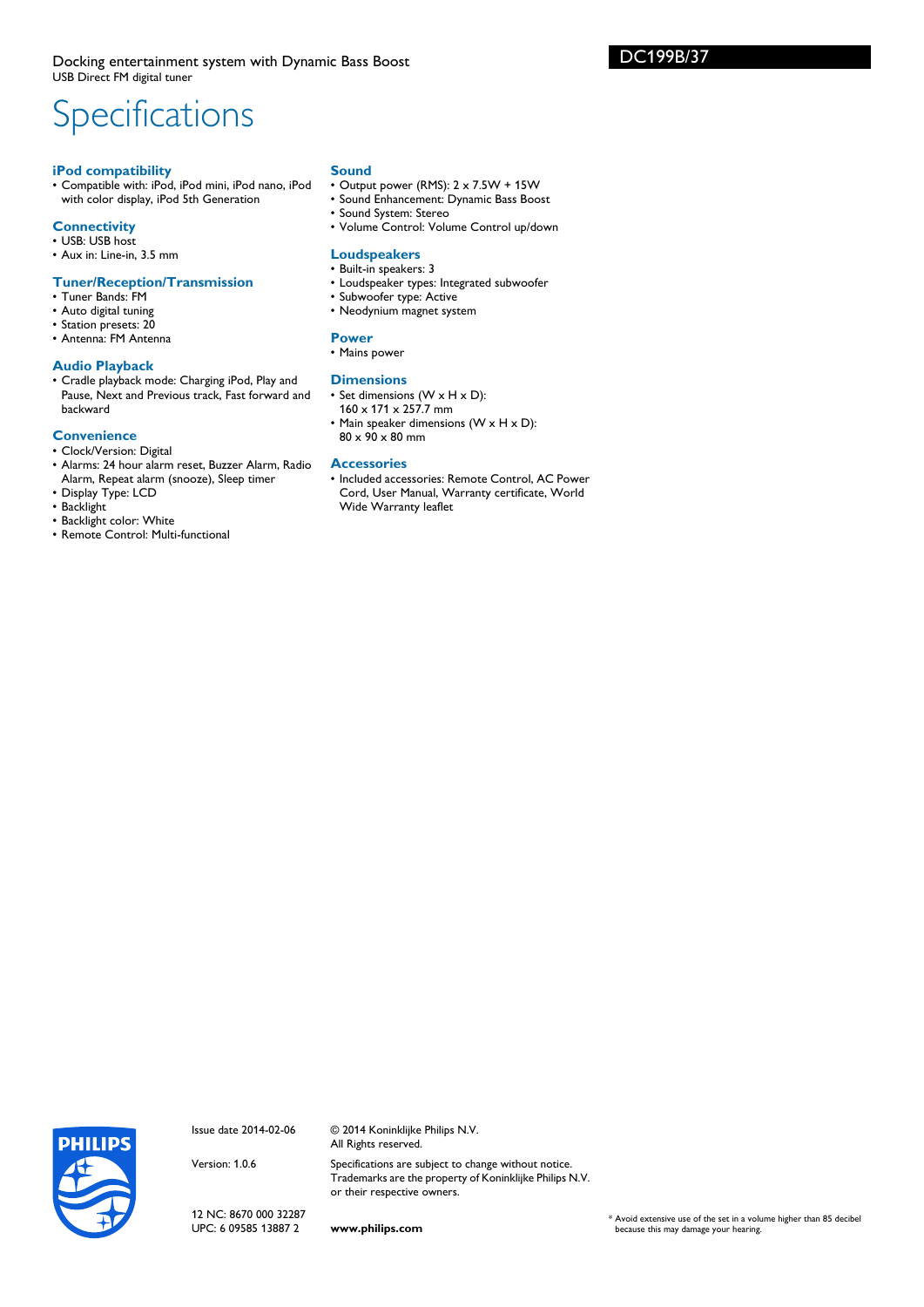Docking entertainment system with Dynamic Bass Boost
USB Direct FM digital tuner

DC199B/37

# Specifications

### iPod compatibility

- Compatible with: iPod, iPod mini, iPod nano, iPod with color display, iPod 5th Generation

### Connectivity

- USB: USB host
- Aux in: Line-in, 3.5 mm

### Tuner/Reception/Transmission

- Tuner Bands: FM
- Auto digital tuning
- Station presets: 20
- Antenna: FM Antenna

### Audio Playback

- Cradle playback mode: Charging iPod, Play and Pause, Next and Previous track, Fast forward and backward

### Convenience

- Clock/Version: Digital
- Alarms: 24 hour alarm reset, Buzzer Alarm, Radio Alarm, Repeat alarm (snooze), Sleep timer
- Display Type: LCD
- Backlight
- Backlight color: White
- Remote Control: Multi-functional

### Sound

- Output power (RMS): 2 x 7.5W + 15W
- Sound Enhancement: Dynamic Bass Boost
- Sound System: Stereo
- Volume Control: Volume Control up/down

### Loudspeakers

- Built-in speakers: 3
- Loudspeaker types: Integrated subwoofer
- Subwoofer type: Active
- Neodymium magnet system

### Power

- Mains power

### Dimensions

- Set dimensions (W x H x D): 160 x 171 x 257.7 mm
- Main speaker dimensions (W x H x D): 80 x 90 x 80 mm

### Accessories

- Included accessories: Remote Control, AC Power Cord, User Manual, Warranty certificate, World Wide Warranty leaflet

Issue date 2014-02-06

Version: 1.0.6

12 NC: 8670 000 32287
UPC: 6 09585 13887 2

© 2014 Koninklijke Philips N.V.
All Rights reserved.

Specifications are subject to change without notice. Trademarks are the property of Koninklijke Philips N.V. or their respective owners.

www.philips.com

* Avoid extensive use of the set in a volume higher than 85 decibel because this may damage your hearing.